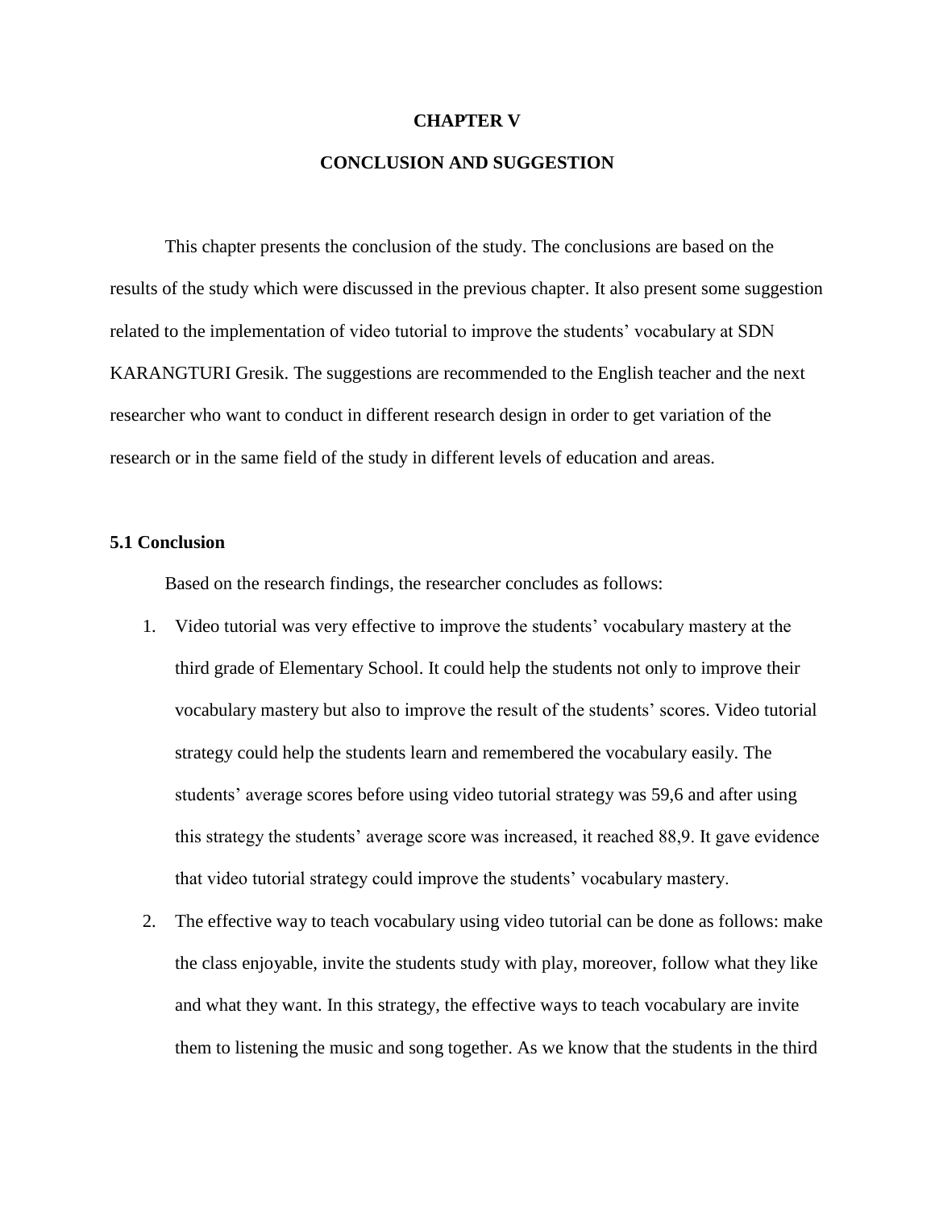# CHAPTER V

# CONCLUSION AND SUGGESTION

This chapter presents the conclusion of the study. The conclusions are based on the results of the study which were discussed in the previous chapter. It also present some suggestion related to the implementation of video tutorial to improve the students' vocabulary at SDN KARANGTURI Gresik. The suggestions are recommended to the English teacher and the next researcher who want to conduct in different research design in order to get variation of the research or in the same field of the study in different levels of education and areas.

## 5.1 Conclusion

Based on the research findings, the researcher concludes as follows:

1. Video tutorial was very effective to improve the students' vocabulary mastery at the third grade of Elementary School. It could help the students not only to improve their vocabulary mastery but also to improve the result of the students' scores. Video tutorial strategy could help the students learn and remembered the vocabulary easily. The students' average scores before using video tutorial strategy was 59,6 and after using this strategy the students' average score was increased, it reached 88,9. It gave evidence that video tutorial strategy could improve the students' vocabulary mastery.
2. The effective way to teach vocabulary using video tutorial can be done as follows: make the class enjoyable, invite the students study with play, moreover, follow what they like and what they want. In this strategy, the effective ways to teach vocabulary are invite them to listening the music and song together. As we know that the students in the third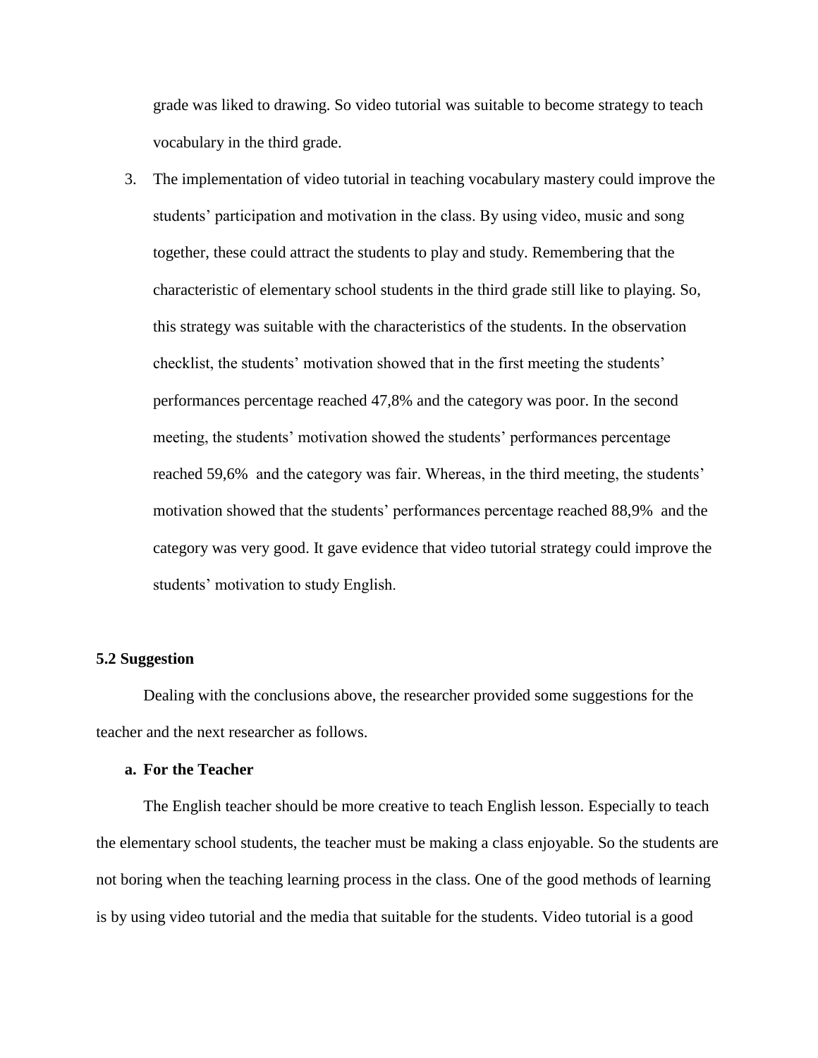grade was liked to drawing. So video tutorial was suitable to become strategy to teach vocabulary in the third grade.

3. The implementation of video tutorial in teaching vocabulary mastery could improve the students' participation and motivation in the class. By using video, music and song together, these could attract the students to play and study. Remembering that the characteristic of elementary school students in the third grade still like to playing. So, this strategy was suitable with the characteristics of the students. In the observation checklist, the students' motivation showed that in the first meeting the students' performances percentage reached 47,8% and the category was poor. In the second meeting, the students' motivation showed the students' performances percentage reached 59,6% and the category was fair. Whereas, in the third meeting, the students' motivation showed that the students' performances percentage reached 88,9% and the category was very good. It gave evidence that video tutorial strategy could improve the students' motivation to study English.

### 5.2 Suggestion

Dealing with the conclusions above, the researcher provided some suggestions for the teacher and the next researcher as follows.

**a. For the Teacher**

The English teacher should be more creative to teach English lesson. Especially to teach the elementary school students, the teacher must be making a class enjoyable. So the students are not boring when the teaching learning process in the class. One of the good methods of learning is by using video tutorial and the media that suitable for the students. Video tutorial is a good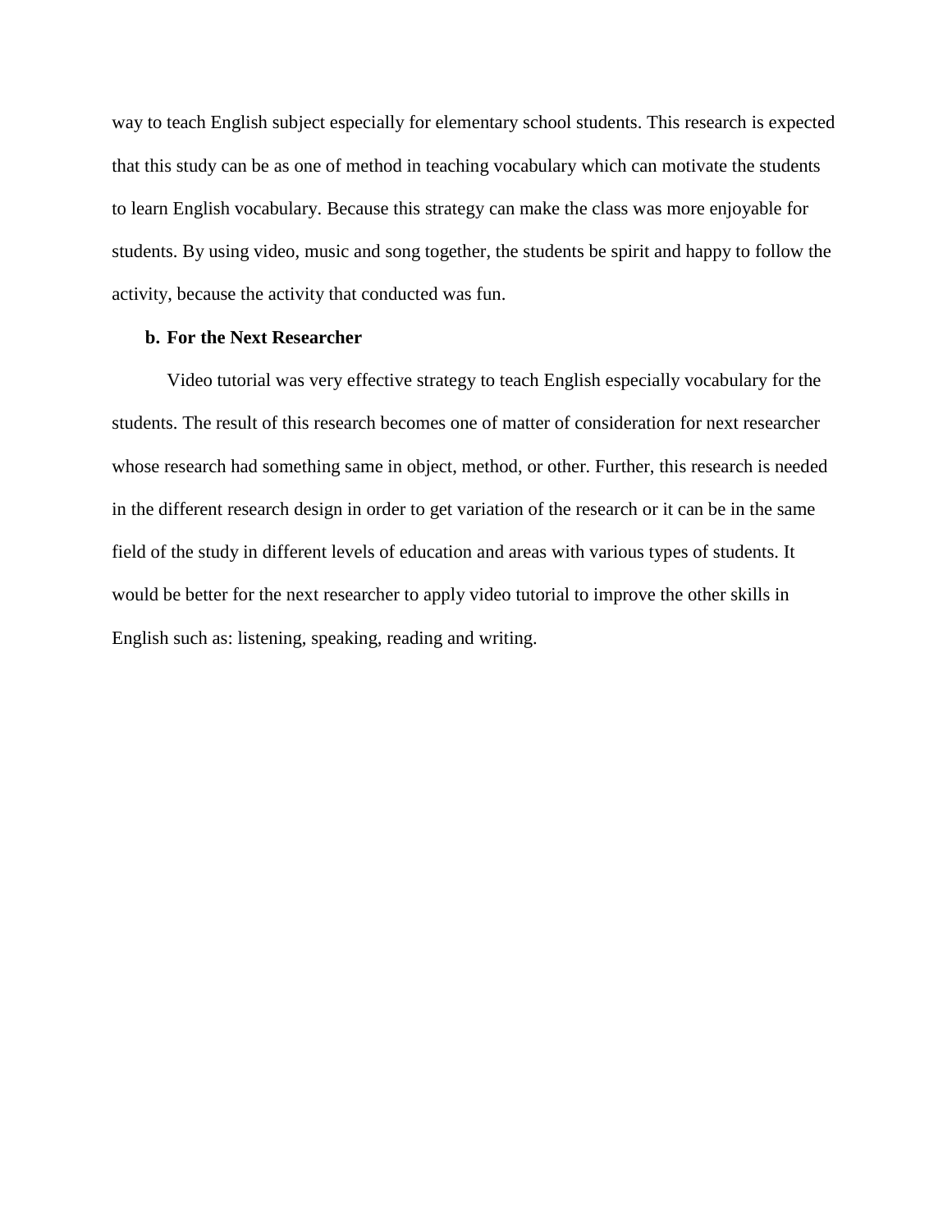way to teach English subject especially for elementary school students. This research is expected that this study can be as one of method in teaching vocabulary which can motivate the students to learn English vocabulary. Because this strategy can make the class was more enjoyable for students. By using video, music and song together, the students be spirit and happy to follow the activity, because the activity that conducted was fun.

**b. For the Next Researcher**

Video tutorial was very effective strategy to teach English especially vocabulary for the students. The result of this research becomes one of matter of consideration for next researcher whose research had something same in object, method, or other. Further, this research is needed in the different research design in order to get variation of the research or it can be in the same field of the study in different levels of education and areas with various types of students. It would be better for the next researcher to apply video tutorial to improve the other skills in English such as: listening, speaking, reading and writing.